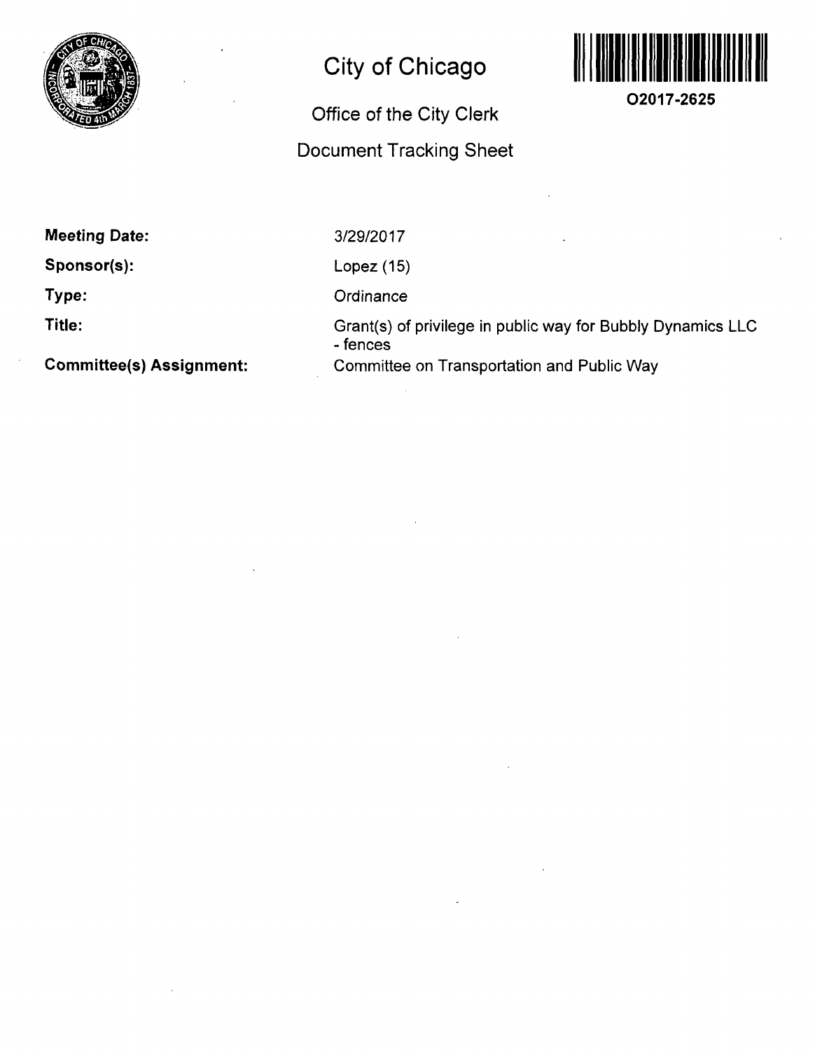# City of Chicago

## Office of the City Clerk

## Document Tracking Sheet

**O2017-2625**

| | |
|---|---|
| **Meeting Date:** | 3/29/2017 |
| **Sponsor(s):** | Lopez (15) |
| **Type:** | Ordinance |
| **Title:** | Grant(s) of privilege in public way for Bubbly Dynamics LLC - fences |
| **Committee(s) Assignment:** | Committee on Transportation and Public Way |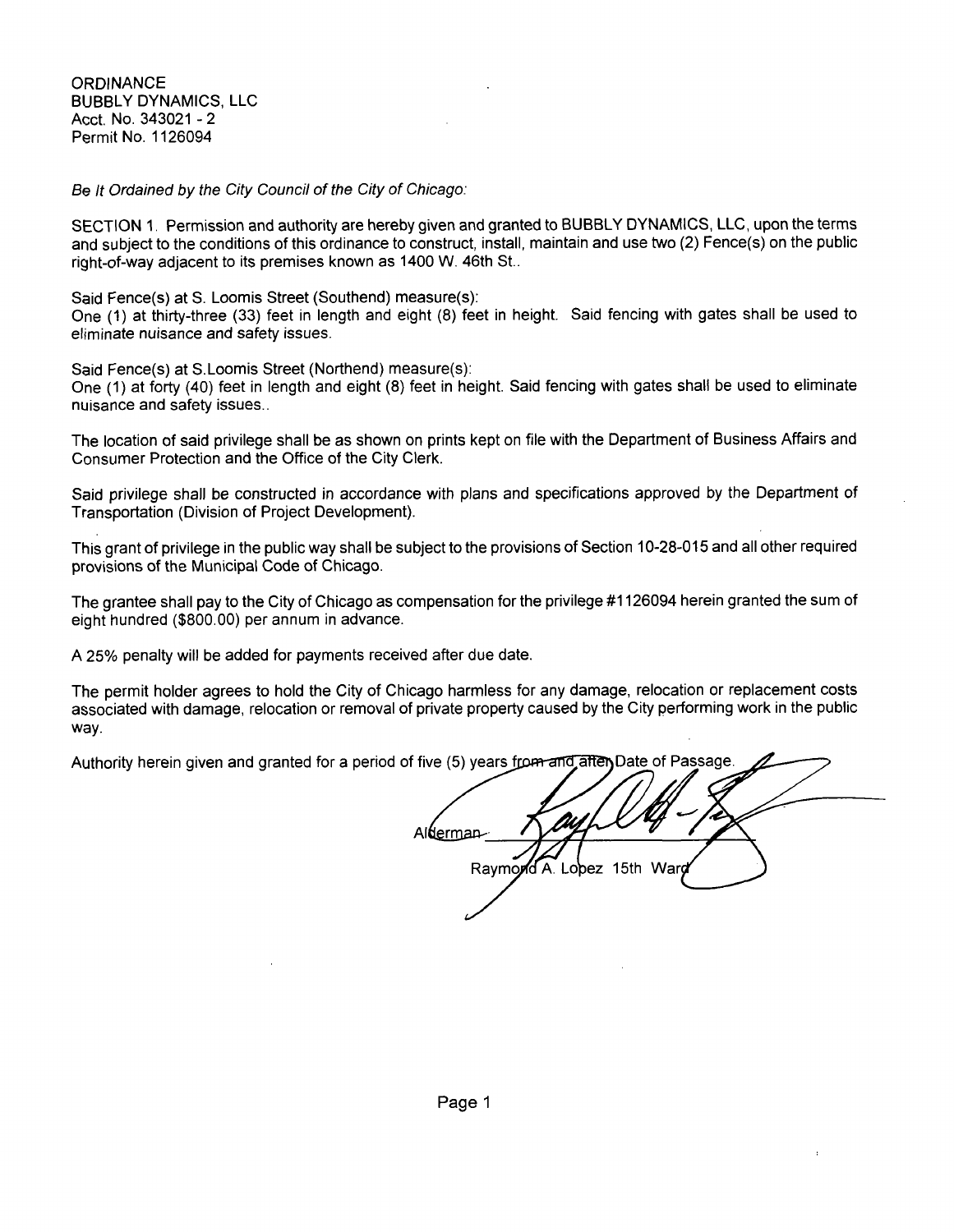ORDINANCE
BUBBLY DYNAMICS, LLC
Acct. No. 343021 - 2
Permit No. 1126094

*Be It Ordained by the City Council of the City of Chicago:*

SECTION 1. Permission and authority are hereby given and granted to BUBBLY DYNAMICS, LLC, upon the terms and subject to the conditions of this ordinance to construct, install, maintain and use two (2) Fence(s) on the public right-of-way adjacent to its premises known as 1400 W. 46th St..

Said Fence(s) at S. Loomis Street (Southend) measure(s):
One (1) at thirty-three (33) feet in length and eight (8) feet in height. Said fencing with gates shall be used to eliminate nuisance and safety issues.

Said Fence(s) at S.Loomis Street (Northend) measure(s):
One (1) at forty (40) feet in length and eight (8) feet in height. Said fencing with gates shall be used to eliminate nuisance and safety issues..

The location of said privilege shall be as shown on prints kept on file with the Department of Business Affairs and Consumer Protection and the Office of the City Clerk.

Said privilege shall be constructed in accordance with plans and specifications approved by the Department of Transportation (Division of Project Development).

This grant of privilege in the public way shall be subject to the provisions of Section 10-28-015 and all other required provisions of the Municipal Code of Chicago.

The grantee shall pay to the City of Chicago as compensation for the privilege #1126094 herein granted the sum of eight hundred ($800.00) per annum in advance.

A 25% penalty will be added for payments received after due date.

The permit holder agrees to hold the City of Chicago harmless for any damage, relocation or replacement costs associated with damage, relocation or removal of private property caused by the City performing work in the public way.

Authority herein given and granted for a period of five (5) years from and after Date of Passage.

Alderman ______________________
Raymond A. Lopez 15th Ward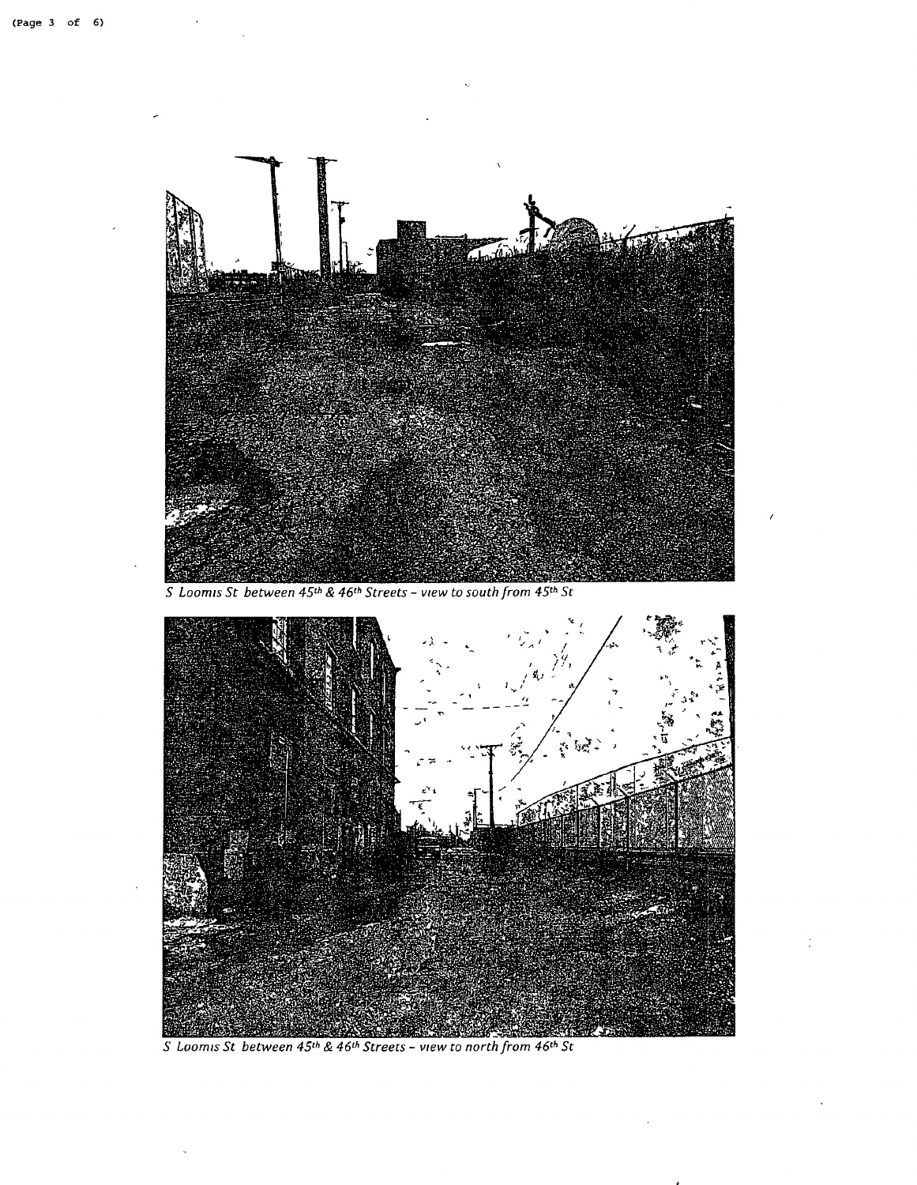*S Loomis St between 45th & 46th Streets – view to south from 45th St*

*S Loomis St between 45th & 46th Streets – view to north from 46th St*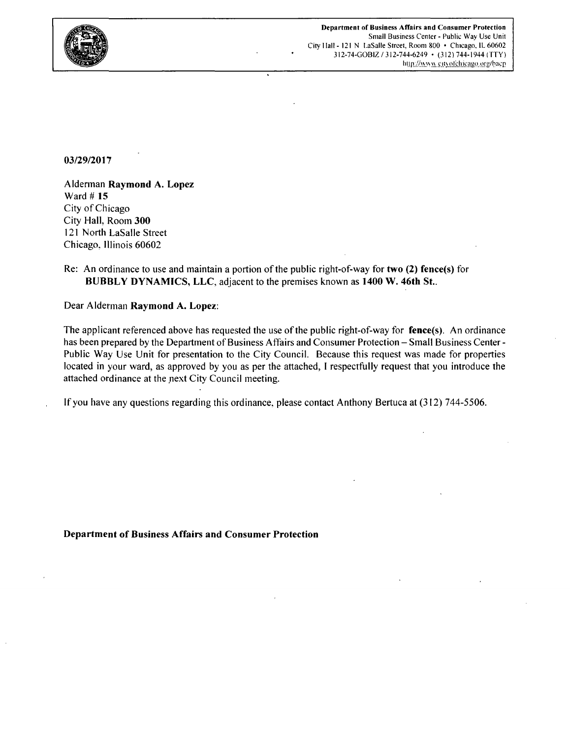**Department of Business Affairs and Consumer Protection**
Small Business Center - Public Way Use Unit
City Hall - 121 N LaSalle Street, Room 800 • Chicago, IL 60602
312-74-GOBIZ / 312-744-6249 • (312) 744-1944 (TTY)
http://www.cityofchicago.org/bacp

**03/29/2017**

Alderman **Raymond A. Lopez**
Ward # **15**
City of Chicago
City Hall, Room **300**
121 North LaSalle Street
Chicago, Illinois 60602

Re: An ordinance to use and maintain a portion of the public right-of-way for **two (2) fence(s)** for **BUBBLY DYNAMICS, LLC**, adjacent to the premises known as **1400 W. 46th St.**.

Dear Alderman **Raymond A. Lopez**:

The applicant referenced above has requested the use of the public right-of-way for **fence(s)**. An ordinance has been prepared by the Department of Business Affairs and Consumer Protection – Small Business Center - Public Way Use Unit for presentation to the City Council. Because this request was made for properties located in your ward, as approved by you as per the attached, I respectfully request that you introduce the attached ordinance at the next City Council meeting.

If you have any questions regarding this ordinance, please contact Anthony Bertuca at (312) 744-5506.

**Department of Business Affairs and Consumer Protection**